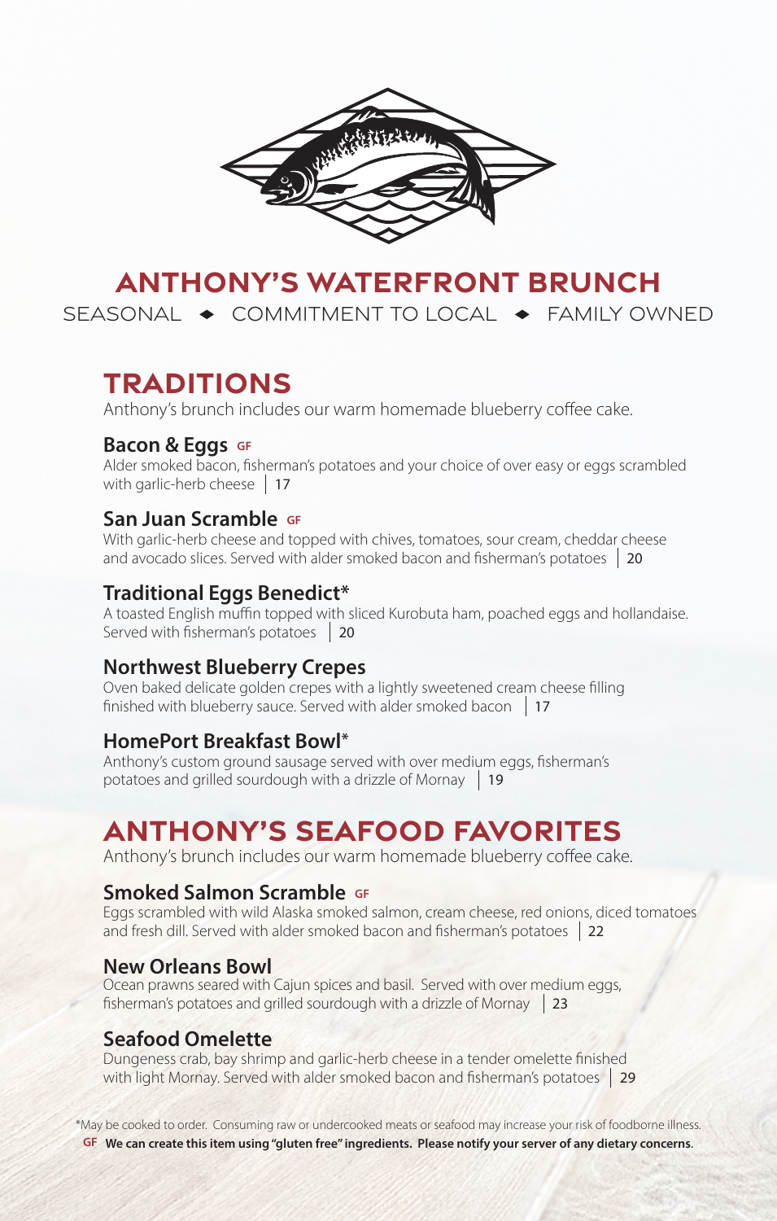# ANTHONY'S WATERFRONT BRUNCH

SEASONAL ◆ COMMITMENT TO LOCAL ◆ FAMILY OWNED

## TRADITIONS

Anthony's brunch includes our warm homemade blueberry coffee cake.

### Bacon & Eggs GF

Alder smoked bacon, fisherman's potatoes and your choice of over easy or eggs scrambled with garlic-herb cheese | 17

### San Juan Scramble GF

With garlic-herb cheese and topped with chives, tomatoes, sour cream, cheddar cheese and avocado slices. Served with alder smoked bacon and fisherman's potatoes | 20

### Traditional Eggs Benedict*

A toasted English muffin topped with sliced Kurobuta ham, poached eggs and hollandaise. Served with fisherman's potatoes | 20

### Northwest Blueberry Crepes

Oven baked delicate golden crepes with a lightly sweetened cream cheese filling finished with blueberry sauce. Served with alder smoked bacon | 17

### HomePort Breakfast Bowl*

Anthony's custom ground sausage served with over medium eggs, fisherman's potatoes and grilled sourdough with a drizzle of Mornay | 19

## ANTHONY'S SEAFOOD FAVORITES

Anthony's brunch includes our warm homemade blueberry coffee cake.

### Smoked Salmon Scramble GF

Eggs scrambled with wild Alaska smoked salmon, cream cheese, red onions, diced tomatoes and fresh dill. Served with alder smoked bacon and fisherman's potatoes | 22

### New Orleans Bowl

Ocean prawns seared with Cajun spices and basil. Served with over medium eggs, fisherman's potatoes and grilled sourdough with a drizzle of Mornay | 23

### Seafood Omelette

Dungeness crab, bay shrimp and garlic-herb cheese in a tender omelette finished with light Mornay. Served with alder smoked bacon and fisherman's potatoes | 29

*May be cooked to order. Consuming raw or undercooked meats or seafood may increase your risk of foodborne illness.

**GF We can create this item using "gluten free" ingredients. Please notify your server of any dietary concerns.**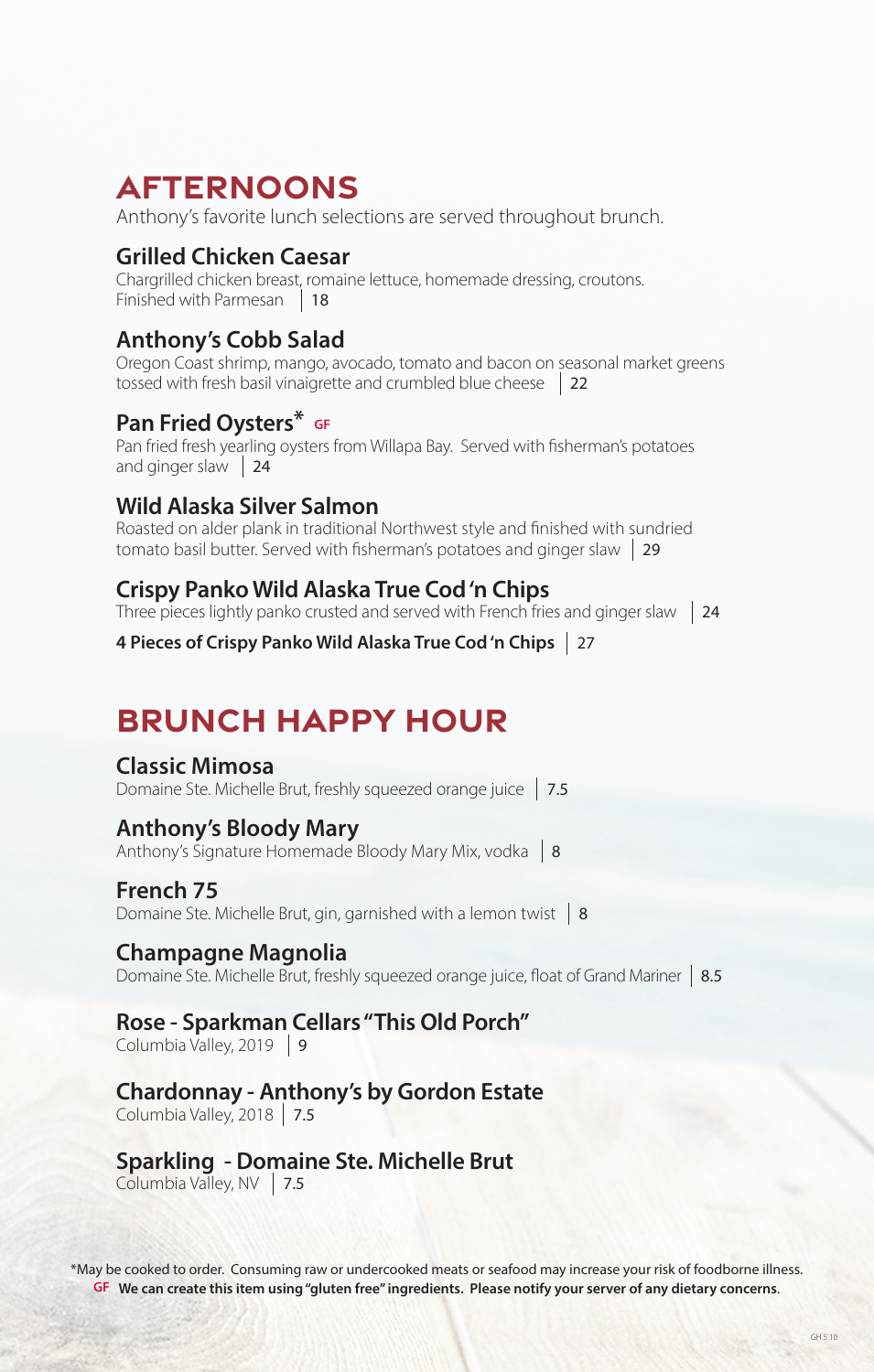# AFTERNOONS

Anthony's favorite lunch selections are served throughout brunch.

### Grilled Chicken Caesar

Chargrilled chicken breast, romaine lettuce, homemade dressing, croutons. Finished with Parmesan | 18

### Anthony's Cobb Salad

Oregon Coast shrimp, mango, avocado, tomato and bacon on seasonal market greens tossed with fresh basil vinaigrette and crumbled blue cheese | 22

### Pan Fried Oysters* GF

Pan fried fresh yearling oysters from Willapa Bay. Served with fisherman's potatoes and ginger slaw | 24

### Wild Alaska Silver Salmon

Roasted on alder plank in traditional Northwest style and finished with sundried tomato basil butter. Served with fisherman's potatoes and ginger slaw | 29

### Crispy Panko Wild Alaska True Cod 'n Chips

Three pieces lightly panko crusted and served with French fries and ginger slaw | 24

**4 Pieces of Crispy Panko Wild Alaska True Cod 'n Chips** | 27

# BRUNCH HAPPY HOUR

### Classic Mimosa

Domaine Ste. Michelle Brut, freshly squeezed orange juice | 7.5

### Anthony's Bloody Mary

Anthony's Signature Homemade Bloody Mary Mix, vodka | 8

### French 75

Domaine Ste. Michelle Brut, gin, garnished with a lemon twist | 8

### Champagne Magnolia

Domaine Ste. Michelle Brut, freshly squeezed orange juice, float of Grand Mariner | 8.5

### Rose - Sparkman Cellars "This Old Porch"

Columbia Valley, 2019 | 9

### Chardonnay - Anthony's by Gordon Estate

Columbia Valley, 2018 | 7.5

### Sparkling - Domaine Ste. Michelle Brut

Columbia Valley, NV | 7.5

*May be cooked to order. Consuming raw or undercooked meats or seafood may increase your risk of foodborne illness.

**GF We can create this item using "gluten free" ingredients. Please notify your server of any dietary concerns.**

GH 5.10